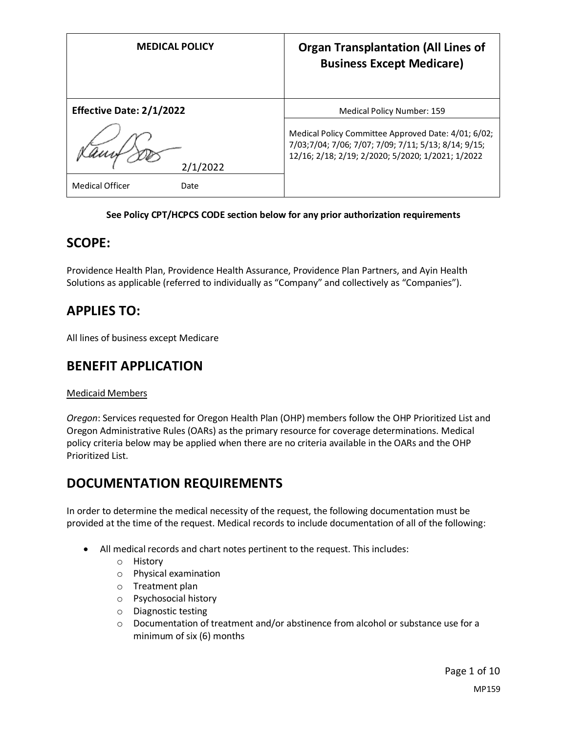| MEDICAL POLICY | Organ Transplantation (All Lines of Business Except Medicare) |
|---|---|
| **Effective Date: 2/1/2022** | Medical Policy Number: 159 |
| 2/1/2022<br>Medical Officer Date | Medical Policy Committee Approved Date: 4/01; 6/02; 7/03;7/04; 7/06; 7/07; 7/09; 7/11; 5/13; 8/14; 9/15; 12/16; 2/18; 2/19; 2/2020; 5/2020; 1/2021; 1/2022 |

**See Policy CPT/HCPCS CODE section below for any prior authorization requirements**

## SCOPE:

Providence Health Plan, Providence Health Assurance, Providence Plan Partners, and Ayin Health Solutions as applicable (referred to individually as "Company" and collectively as "Companies").

## APPLIES TO:

All lines of business except Medicare

## BENEFIT APPLICATION

Medicaid Members

*Oregon*: Services requested for Oregon Health Plan (OHP) members follow the OHP Prioritized List and Oregon Administrative Rules (OARs) as the primary resource for coverage determinations. Medical policy criteria below may be applied when there are no criteria available in the OARs and the OHP Prioritized List.

## DOCUMENTATION REQUIREMENTS

In order to determine the medical necessity of the request, the following documentation must be provided at the time of the request. Medical records to include documentation of all of the following:

- All medical records and chart notes pertinent to the request. This includes:
  - History
  - Physical examination
  - Treatment plan
  - Psychosocial history
  - Diagnostic testing
  - Documentation of treatment and/or abstinence from alcohol or substance use for a minimum of six (6) months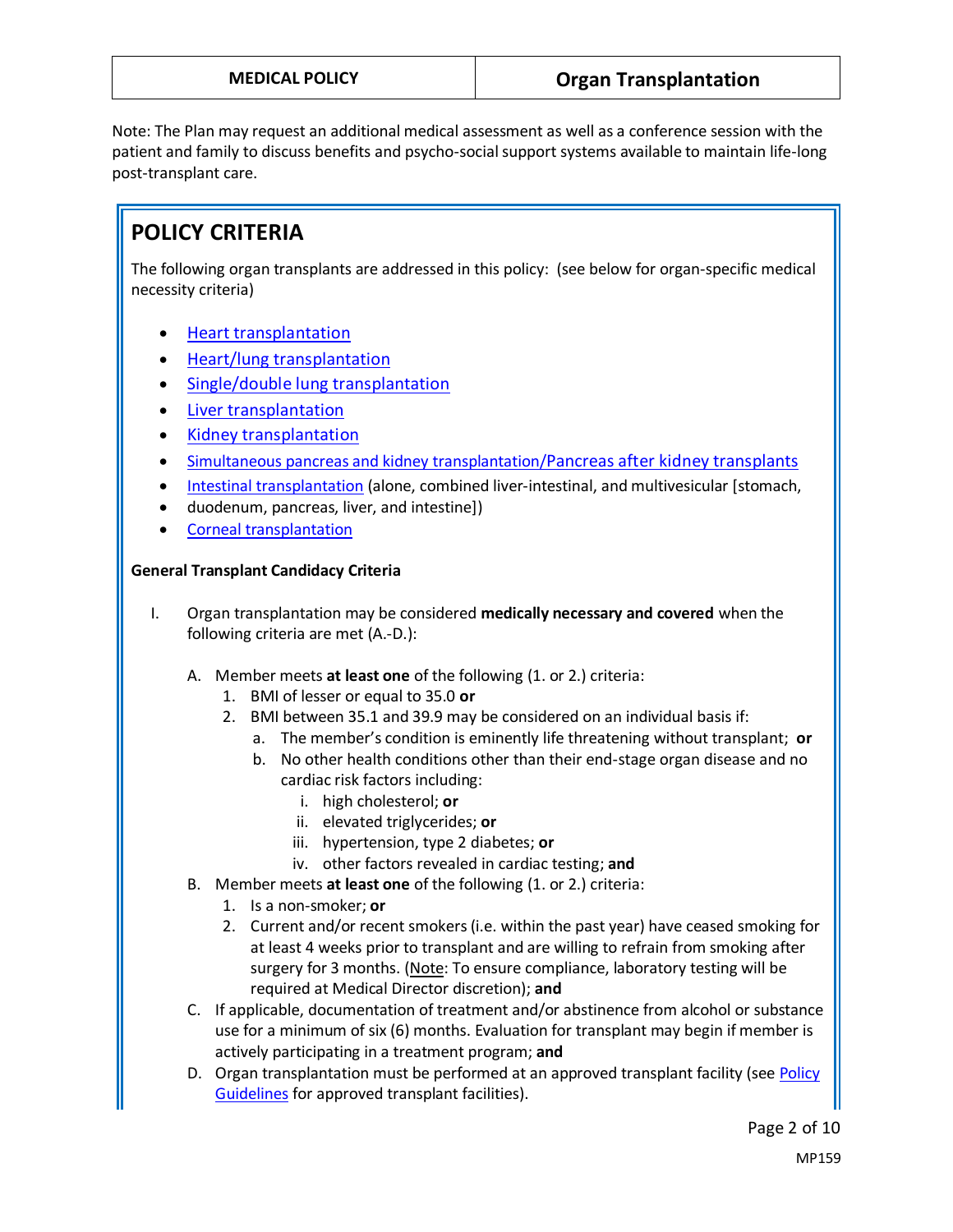Note: The Plan may request an additional medical assessment as well as a conference session with the patient and family to discuss benefits and psycho-social support systems available to maintain life-long post-transplant care.

## POLICY CRITERIA

The following organ transplants are addressed in this policy: (see below for organ-specific medical necessity criteria)

- Heart transplantation
- Heart/lung transplantation
- Single/double lung transplantation
- Liver transplantation
- Kidney transplantation
- Simultaneous pancreas and kidney transplantation/Pancreas after kidney transplants
- Intestinal transplantation (alone, combined liver-intestinal, and multivesicular [stomach,
- duodenum, pancreas, liver, and intestine])
- Corneal transplantation

**General Transplant Candidacy Criteria**

I. Organ transplantation may be considered **medically necessary and covered** when the following criteria are met (A.-D.):

   A. Member meets **at least one** of the following (1. or 2.) criteria:
      1. BMI of lesser or equal to 35.0 **or**
      2. BMI between 35.1 and 39.9 may be considered on an individual basis if:
         a. The member's condition is eminently life threatening without transplant; **or**
         b. No other health conditions other than their end-stage organ disease and no cardiac risk factors including:
            i. high cholesterol; **or**
            ii. elevated triglycerides; **or**
            iii. hypertension, type 2 diabetes; **or**
            iv. other factors revealed in cardiac testing; **and**

   B. Member meets **at least one** of the following (1. or 2.) criteria:
      1. Is a non-smoker; **or**
      2. Current and/or recent smokers (i.e. within the past year) have ceased smoking for at least 4 weeks prior to transplant and are willing to refrain from smoking after surgery for 3 months. (Note: To ensure compliance, laboratory testing will be required at Medical Director discretion); **and**

   C. If applicable, documentation of treatment and/or abstinence from alcohol or substance use for a minimum of six (6) months. Evaluation for transplant may begin if member is actively participating in a treatment program; **and**

   D. Organ transplantation must be performed at an approved transplant facility (see Policy Guidelines for approved transplant facilities).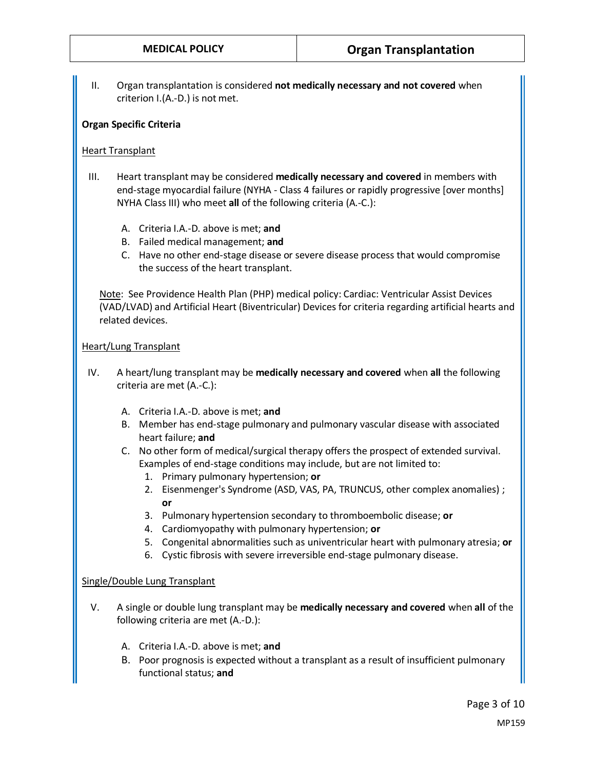II. Organ transplantation is considered **not medically necessary and not covered** when criterion I.(A.-D.) is not met.

**Organ Specific Criteria**

Heart Transplant

III. Heart transplant may be considered **medically necessary and covered** in members with end-stage myocardial failure (NYHA - Class 4 failures or rapidly progressive [over months] NYHA Class III) who meet **all** of the following criteria (A.-C.):

   A. Criteria I.A.-D. above is met; **and**
   B. Failed medical management; **and**
   C. Have no other end-stage disease or severe disease process that would compromise the success of the heart transplant.

   Note: See Providence Health Plan (PHP) medical policy: Cardiac: Ventricular Assist Devices (VAD/LVAD) and Artificial Heart (Biventricular) Devices for criteria regarding artificial hearts and related devices.

Heart/Lung Transplant

IV. A heart/lung transplant may be **medically necessary and covered** when **all** the following criteria are met (A.-C.):

   A. Criteria I.A.-D. above is met; **and**
   B. Member has end-stage pulmonary and pulmonary vascular disease with associated heart failure; **and**
   C. No other form of medical/surgical therapy offers the prospect of extended survival. Examples of end-stage conditions may include, but are not limited to:
      1. Primary pulmonary hypertension; **or**
      2. Eisenmenger's Syndrome (ASD, VAS, PA, TRUNCUS, other complex anomalies) ; **or**
      3. Pulmonary hypertension secondary to thromboembolic disease; **or**
      4. Cardiomyopathy with pulmonary hypertension; **or**
      5. Congenital abnormalities such as univentricular heart with pulmonary atresia; **or**
      6. Cystic fibrosis with severe irreversible end-stage pulmonary disease.

Single/Double Lung Transplant

V. A single or double lung transplant may be **medically necessary and covered** when **all** of the following criteria are met (A.-D.):

   A. Criteria I.A.-D. above is met; **and**
   B. Poor prognosis is expected without a transplant as a result of insufficient pulmonary functional status; **and**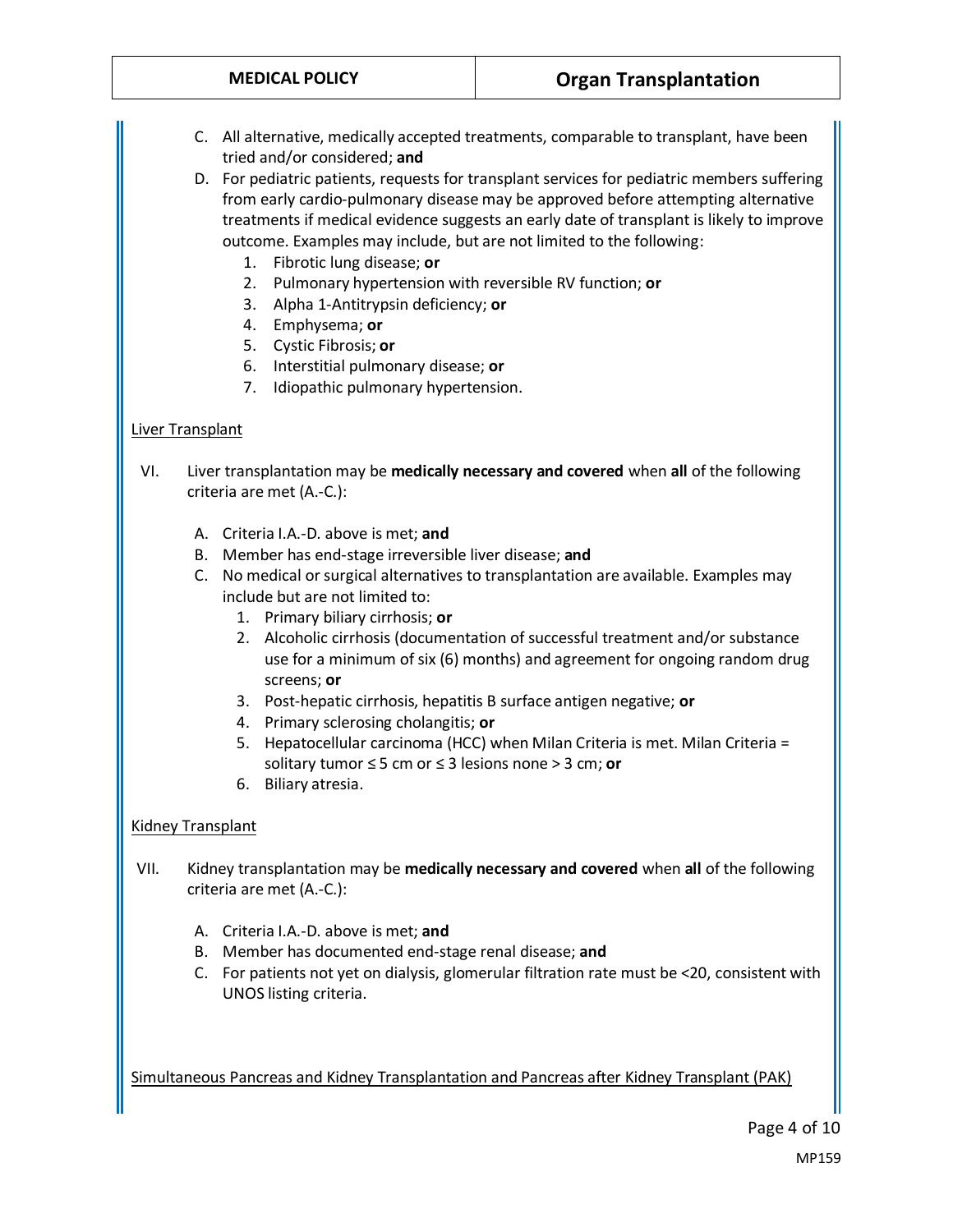C. All alternative, medically accepted treatments, comparable to transplant, have been tried and/or considered; **and**

D. For pediatric patients, requests for transplant services for pediatric members suffering from early cardio-pulmonary disease may be approved before attempting alternative treatments if medical evidence suggests an early date of transplant is likely to improve outcome. Examples may include, but are not limited to the following:
   1. Fibrotic lung disease; **or**
   2. Pulmonary hypertension with reversible RV function; **or**
   3. Alpha 1-Antitrypsin deficiency; **or**
   4. Emphysema; **or**
   5. Cystic Fibrosis; **or**
   6. Interstitial pulmonary disease; **or**
   7. Idiopathic pulmonary hypertension.

<u>Liver Transplant</u>

VI. Liver transplantation may be **medically necessary and covered** when **all** of the following criteria are met (A.-C.):

   A. Criteria I.A.-D. above is met; **and**
   B. Member has end-stage irreversible liver disease; **and**
   C. No medical or surgical alternatives to transplantation are available. Examples may include but are not limited to:
      1. Primary biliary cirrhosis; **or**
      2. Alcoholic cirrhosis (documentation of successful treatment and/or substance use for a minimum of six (6) months) and agreement for ongoing random drug screens; **or**
      3. Post-hepatic cirrhosis, hepatitis B surface antigen negative; **or**
      4. Primary sclerosing cholangitis; **or**
      5. Hepatocellular carcinoma (HCC) when Milan Criteria is met. Milan Criteria = solitary tumor ≤ 5 cm or ≤ 3 lesions none > 3 cm; **or**
      6. Biliary atresia.

<u>Kidney Transplant</u>

VII. Kidney transplantation may be **medically necessary and covered** when **all** of the following criteria are met (A.-C.):

   A. Criteria I.A.-D. above is met; **and**
   B. Member has documented end-stage renal disease; **and**
   C. For patients not yet on dialysis, glomerular filtration rate must be <20, consistent with UNOS listing criteria.

<u>Simultaneous Pancreas and Kidney Transplantation and Pancreas after Kidney Transplant (PAK)</u>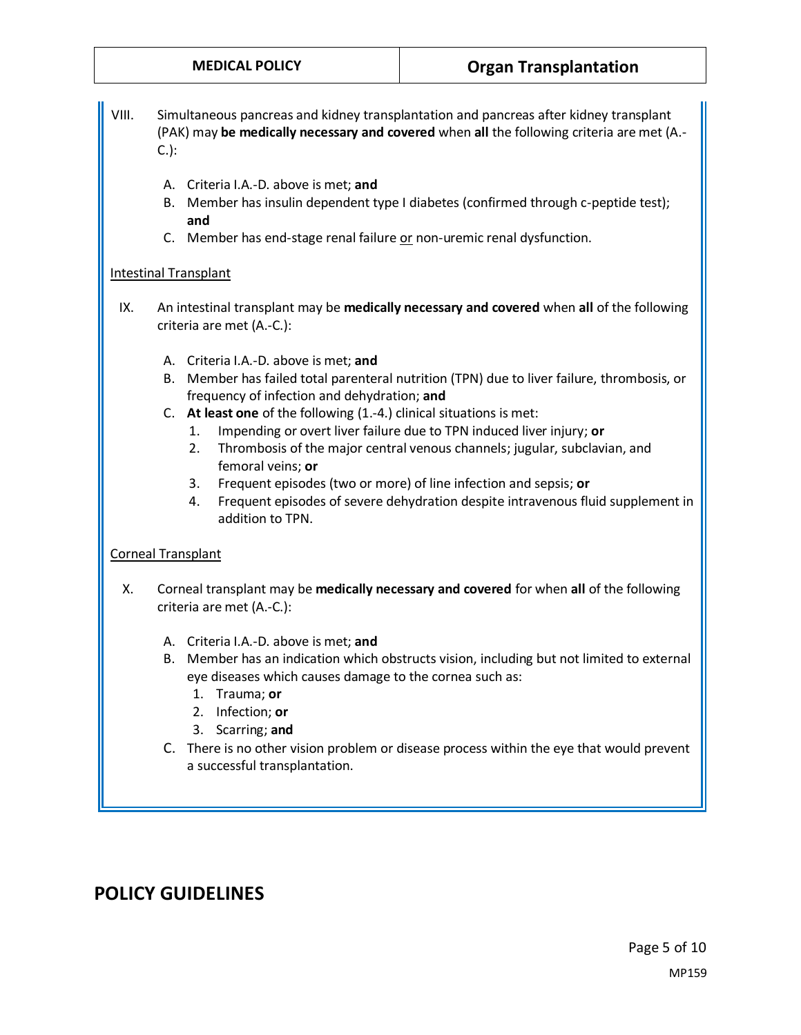VIII. Simultaneous pancreas and kidney transplantation and pancreas after kidney transplant (PAK) may **be medically necessary and covered** when **all** the following criteria are met (A.-C.):

A. Criteria I.A.-D. above is met; **and**
B. Member has insulin dependent type I diabetes (confirmed through c-peptide test); **and**
C. Member has end-stage renal failure or non-uremic renal dysfunction.

Intestinal Transplant

IX. An intestinal transplant may be **medically necessary and covered** when **all** of the following criteria are met (A.-C.):

A. Criteria I.A.-D. above is met; **and**
B. Member has failed total parenteral nutrition (TPN) due to liver failure, thrombosis, or frequency of infection and dehydration; **and**
C. **At least one** of the following (1.-4.) clinical situations is met:
   1. Impending or overt liver failure due to TPN induced liver injury; **or**
   2. Thrombosis of the major central venous channels; jugular, subclavian, and femoral veins; **or**
   3. Frequent episodes (two or more) of line infection and sepsis; **or**
   4. Frequent episodes of severe dehydration despite intravenous fluid supplement in addition to TPN.

Corneal Transplant

X. Corneal transplant may be **medically necessary and covered** for when **all** of the following criteria are met (A.-C.):

A. Criteria I.A.-D. above is met; **and**
B. Member has an indication which obstructs vision, including but not limited to external eye diseases which causes damage to the cornea such as:
   1. Trauma; **or**
   2. Infection; **or**
   3. Scarring; **and**
C. There is no other vision problem or disease process within the eye that would prevent a successful transplantation.

## POLICY GUIDELINES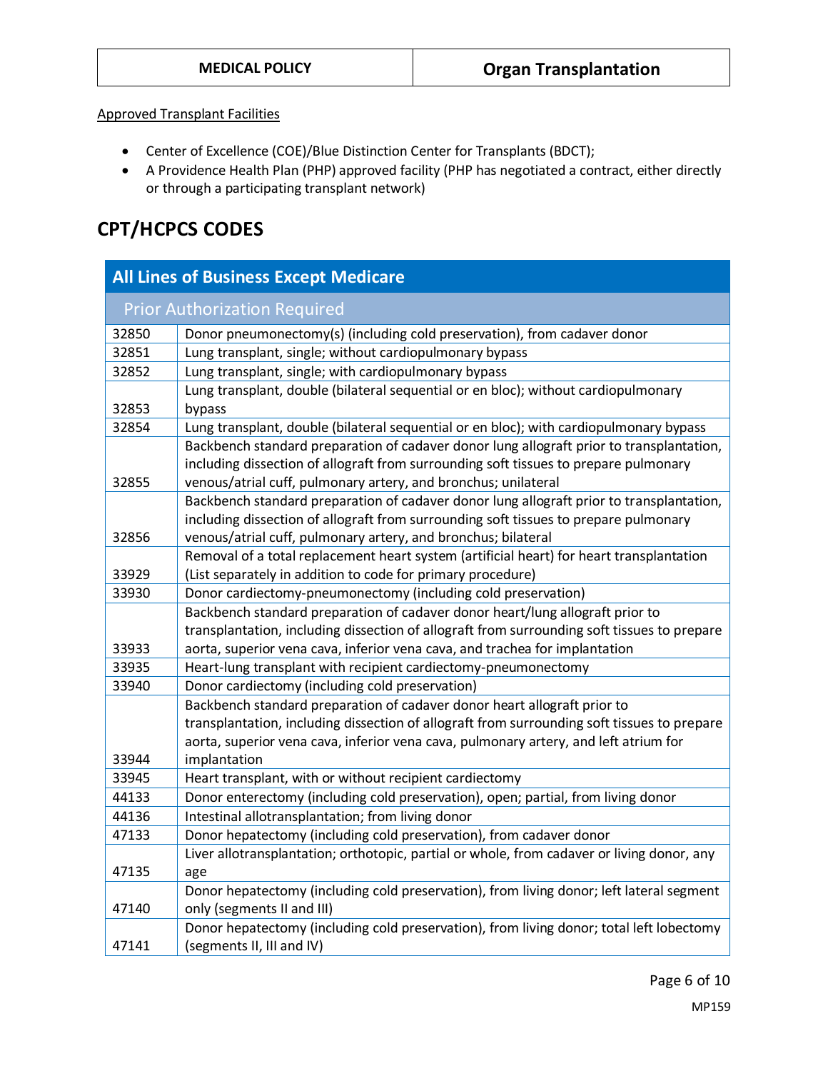Approved Transplant Facilities

- Center of Excellence (COE)/Blue Distinction Center for Transplants (BDCT);
- A Providence Health Plan (PHP) approved facility (PHP has negotiated a contract, either directly or through a participating transplant network)

## CPT/HCPCS CODES

| All Lines of Business Except Medicare | |
|---|---|
| Prior Authorization Required | |
| 32850 | Donor pneumonectomy(s) (including cold preservation), from cadaver donor |
| 32851 | Lung transplant, single; without cardiopulmonary bypass |
| 32852 | Lung transplant, single; with cardiopulmonary bypass |
| 32853 | Lung transplant, double (bilateral sequential or en bloc); without cardiopulmonary bypass |
| 32854 | Lung transplant, double (bilateral sequential or en bloc); with cardiopulmonary bypass |
| 32855 | Backbench standard preparation of cadaver donor lung allograft prior to transplantation, including dissection of allograft from surrounding soft tissues to prepare pulmonary venous/atrial cuff, pulmonary artery, and bronchus; unilateral |
| 32856 | Backbench standard preparation of cadaver donor lung allograft prior to transplantation, including dissection of allograft from surrounding soft tissues to prepare pulmonary venous/atrial cuff, pulmonary artery, and bronchus; bilateral |
| 33929 | Removal of a total replacement heart system (artificial heart) for heart transplantation (List separately in addition to code for primary procedure) |
| 33930 | Donor cardiectomy-pneumonectomy (including cold preservation) |
| 33933 | Backbench standard preparation of cadaver donor heart/lung allograft prior to transplantation, including dissection of allograft from surrounding soft tissues to prepare aorta, superior vena cava, inferior vena cava, and trachea for implantation |
| 33935 | Heart-lung transplant with recipient cardiectomy-pneumonectomy |
| 33940 | Donor cardiectomy (including cold preservation) |
| 33944 | Backbench standard preparation of cadaver donor heart allograft prior to transplantation, including dissection of allograft from surrounding soft tissues to prepare aorta, superior vena cava, inferior vena cava, pulmonary artery, and left atrium for implantation |
| 33945 | Heart transplant, with or without recipient cardiectomy |
| 44133 | Donor enterectomy (including cold preservation), open; partial, from living donor |
| 44136 | Intestinal allotransplantation; from living donor |
| 47133 | Donor hepatectomy (including cold preservation), from cadaver donor |
| 47135 | Liver allotransplantation; orthotopic, partial or whole, from cadaver or living donor, any age |
| 47140 | Donor hepatectomy (including cold preservation), from living donor; left lateral segment only (segments II and III) |
| 47141 | Donor hepatectomy (including cold preservation), from living donor; total left lobectomy (segments II, III and IV) |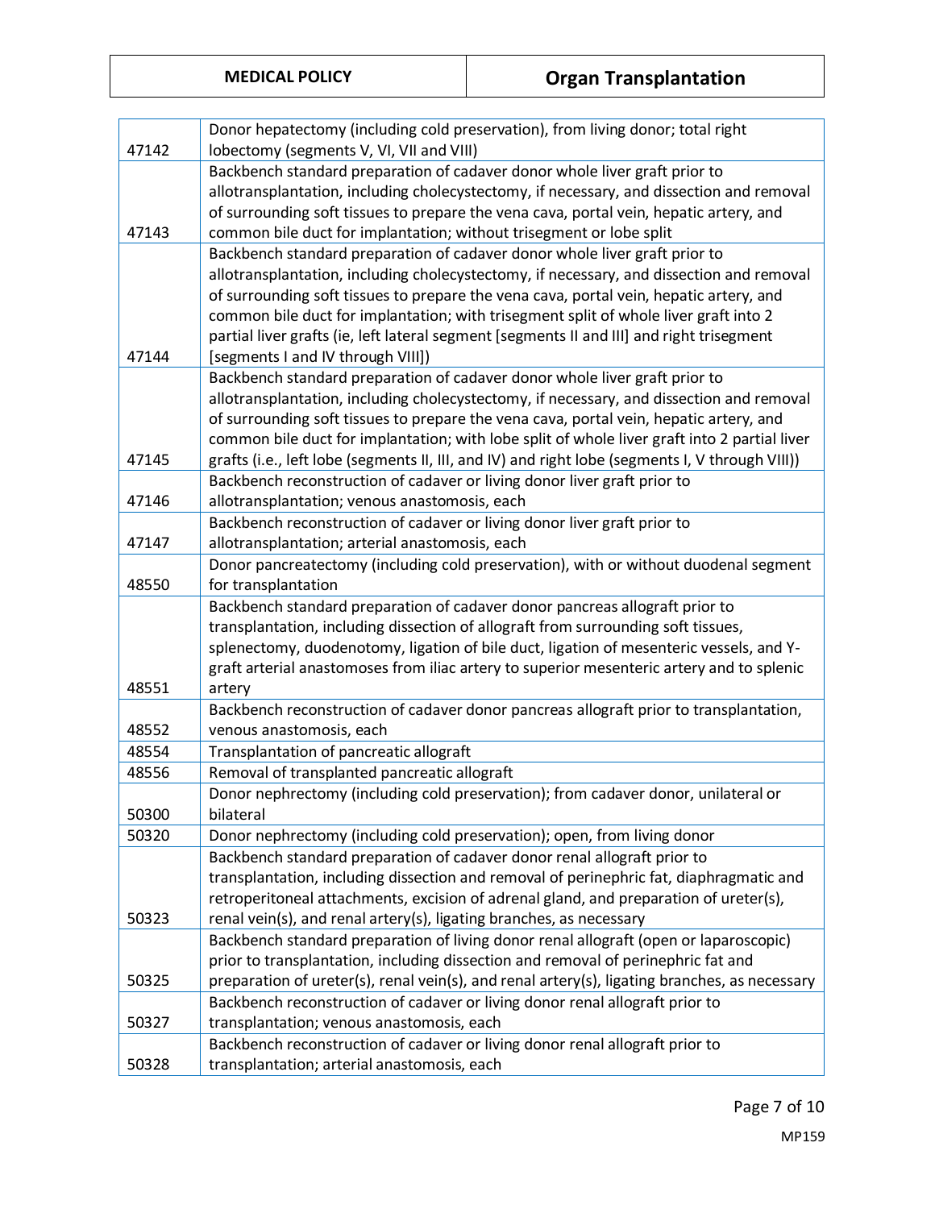| | |
|---|---|
| 47142 | Donor hepatectomy (including cold preservation), from living donor; total right lobectomy (segments V, VI, VII and VIII) |
| 47143 | Backbench standard preparation of cadaver donor whole liver graft prior to allotransplantation, including cholecystectomy, if necessary, and dissection and removal of surrounding soft tissues to prepare the vena cava, portal vein, hepatic artery, and common bile duct for implantation; without trisegment or lobe split |
| 47144 | Backbench standard preparation of cadaver donor whole liver graft prior to allotransplantation, including cholecystectomy, if necessary, and dissection and removal of surrounding soft tissues to prepare the vena cava, portal vein, hepatic artery, and common bile duct for implantation; with trisegment split of whole liver graft into 2 partial liver grafts (ie, left lateral segment [segments II and III] and right trisegment [segments I and IV through VIII]) |
| 47145 | Backbench standard preparation of cadaver donor whole liver graft prior to allotransplantation, including cholecystectomy, if necessary, and dissection and removal of surrounding soft tissues to prepare the vena cava, portal vein, hepatic artery, and common bile duct for implantation; with lobe split of whole liver graft into 2 partial liver grafts (i.e., left lobe (segments II, III, and IV) and right lobe (segments I, V through VIII)) |
| 47146 | Backbench reconstruction of cadaver or living donor liver graft prior to allotransplantation; venous anastomosis, each |
| 47147 | Backbench reconstruction of cadaver or living donor liver graft prior to allotransplantation; arterial anastomosis, each |
| 48550 | Donor pancreatectomy (including cold preservation), with or without duodenal segment for transplantation |
| 48551 | Backbench standard preparation of cadaver donor pancreas allograft prior to transplantation, including dissection of allograft from surrounding soft tissues, splenectomy, duodenotomy, ligation of bile duct, ligation of mesenteric vessels, and Y-graft arterial anastomoses from iliac artery to superior mesenteric artery and to splenic artery |
| 48552 | Backbench reconstruction of cadaver donor pancreas allograft prior to transplantation, venous anastomosis, each |
| 48554 | Transplantation of pancreatic allograft |
| 48556 | Removal of transplanted pancreatic allograft |
| 50300 | Donor nephrectomy (including cold preservation); from cadaver donor, unilateral or bilateral |
| 50320 | Donor nephrectomy (including cold preservation); open, from living donor |
| 50323 | Backbench standard preparation of cadaver donor renal allograft prior to transplantation, including dissection and removal of perinephric fat, diaphragmatic and retroperitoneal attachments, excision of adrenal gland, and preparation of ureter(s), renal vein(s), and renal artery(s), ligating branches, as necessary |
| 50325 | Backbench standard preparation of living donor renal allograft (open or laparoscopic) prior to transplantation, including dissection and removal of perinephric fat and preparation of ureter(s), renal vein(s), and renal artery(s), ligating branches, as necessary |
| 50327 | Backbench reconstruction of cadaver or living donor renal allograft prior to transplantation; venous anastomosis, each |
| 50328 | Backbench reconstruction of cadaver or living donor renal allograft prior to transplantation; arterial anastomosis, each |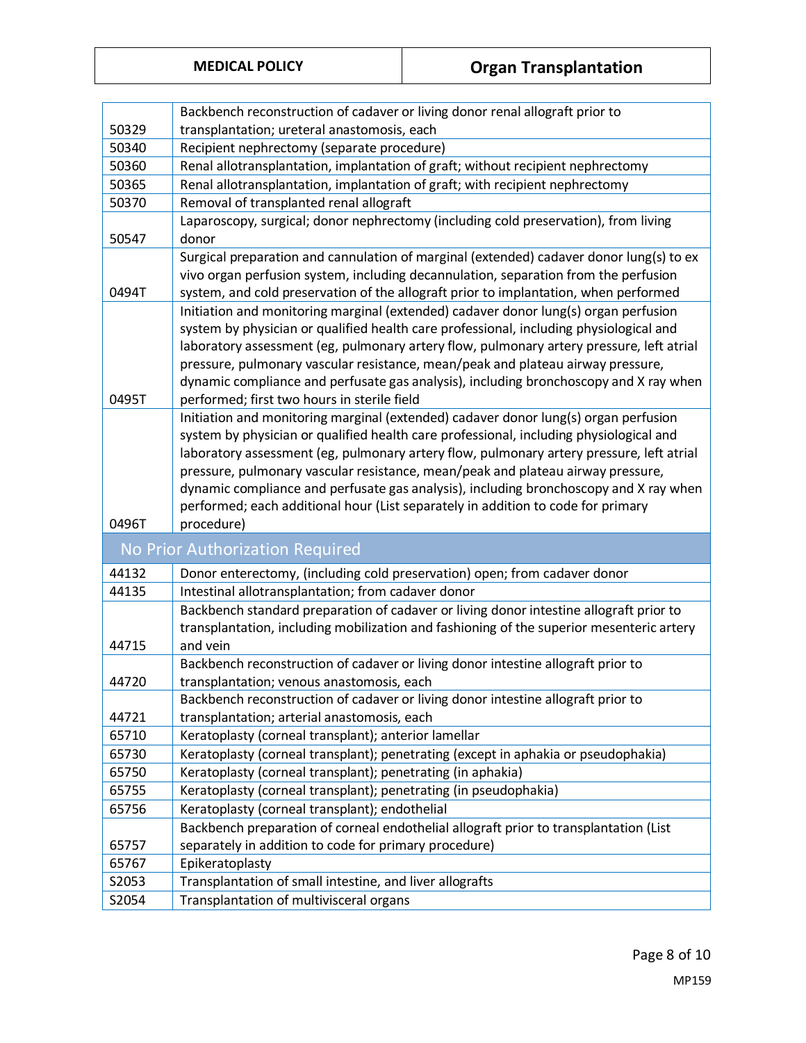| | |
|---|---|
| 50329 | Backbench reconstruction of cadaver or living donor renal allograft prior to transplantation; ureteral anastomosis, each |
| 50340 | Recipient nephrectomy (separate procedure) |
| 50360 | Renal allotransplantation, implantation of graft; without recipient nephrectomy |
| 50365 | Renal allotransplantation, implantation of graft; with recipient nephrectomy |
| 50370 | Removal of transplanted renal allograft |
| 50547 | Laparoscopy, surgical; donor nephrectomy (including cold preservation), from living donor |
| 0494T | Surgical preparation and cannulation of marginal (extended) cadaver donor lung(s) to ex vivo organ perfusion system, including decannulation, separation from the perfusion system, and cold preservation of the allograft prior to implantation, when performed |
| 0495T | Initiation and monitoring marginal (extended) cadaver donor lung(s) organ perfusion system by physician or qualified health care professional, including physiological and laboratory assessment (eg, pulmonary artery flow, pulmonary artery pressure, left atrial pressure, pulmonary vascular resistance, mean/peak and plateau airway pressure, dynamic compliance and perfusate gas analysis), including bronchoscopy and X ray when performed; first two hours in sterile field |
| 0496T | Initiation and monitoring marginal (extended) cadaver donor lung(s) organ perfusion system by physician or qualified health care professional, including physiological and laboratory assessment (eg, pulmonary artery flow, pulmonary artery pressure, left atrial pressure, pulmonary vascular resistance, mean/peak and plateau airway pressure, dynamic compliance and perfusate gas analysis), including bronchoscopy and X ray when performed; each additional hour (List separately in addition to code for primary procedure) |
| **No Prior Authorization Required** | |
| 44132 | Donor enterectomy, (including cold preservation) open; from cadaver donor |
| 44135 | Intestinal allotransplantation; from cadaver donor |
| 44715 | Backbench standard preparation of cadaver or living donor intestine allograft prior to transplantation, including mobilization and fashioning of the superior mesenteric artery and vein |
| 44720 | Backbench reconstruction of cadaver or living donor intestine allograft prior to transplantation; venous anastomosis, each |
| 44721 | Backbench reconstruction of cadaver or living donor intestine allograft prior to transplantation; arterial anastomosis, each |
| 65710 | Keratoplasty (corneal transplant); anterior lamellar |
| 65730 | Keratoplasty (corneal transplant); penetrating (except in aphakia or pseudophakia) |
| 65750 | Keratoplasty (corneal transplant); penetrating (in aphakia) |
| 65755 | Keratoplasty (corneal transplant); penetrating (in pseudophakia) |
| 65756 | Keratoplasty (corneal transplant); endothelial |
| 65757 | Backbench preparation of corneal endothelial allograft prior to transplantation (List separately in addition to code for primary procedure) |
| 65767 | Epikeratoplasty |
| S2053 | Transplantation of small intestine, and liver allografts |
| S2054 | Transplantation of multivisceral organs |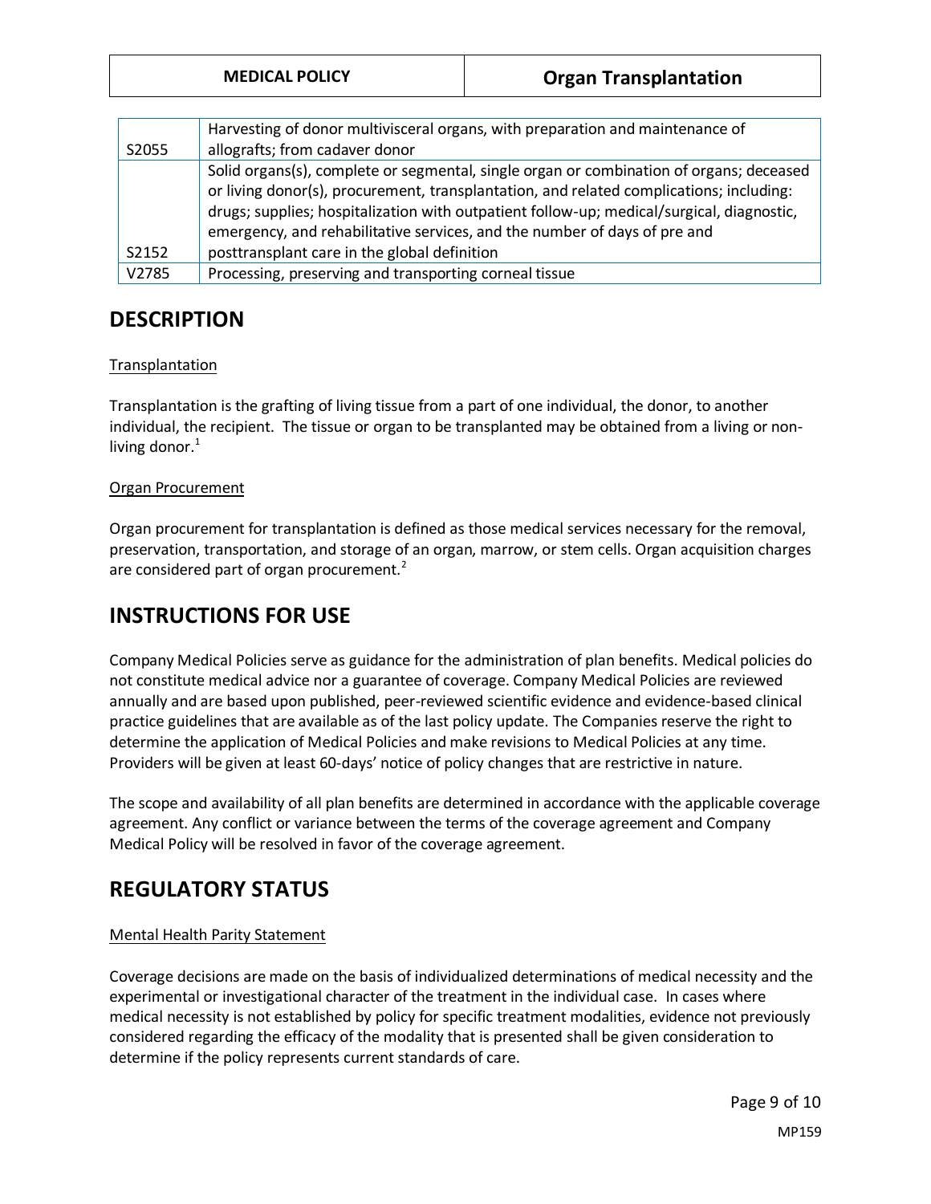| | |
|---|---|
| S2055 | Harvesting of donor multivisceral organs, with preparation and maintenance of allografts; from cadaver donor |
| S2152 | Solid organs(s), complete or segmental, single organ or combination of organs; deceased or living donor(s), procurement, transplantation, and related complications; including: drugs; supplies; hospitalization with outpatient follow-up; medical/surgical, diagnostic, emergency, and rehabilitative services, and the number of days of pre and posttransplant care in the global definition |
| V2785 | Processing, preserving and transporting corneal tissue |

# DESCRIPTION

Transplantation

Transplantation is the grafting of living tissue from a part of one individual, the donor, to another individual, the recipient. The tissue or organ to be transplanted may be obtained from a living or non-living donor.[1]

Organ Procurement

Organ procurement for transplantation is defined as those medical services necessary for the removal, preservation, transportation, and storage of an organ, marrow, or stem cells. Organ acquisition charges are considered part of organ procurement.[2]

# INSTRUCTIONS FOR USE

Company Medical Policies serve as guidance for the administration of plan benefits. Medical policies do not constitute medical advice nor a guarantee of coverage. Company Medical Policies are reviewed annually and are based upon published, peer-reviewed scientific evidence and evidence-based clinical practice guidelines that are available as of the last policy update. The Companies reserve the right to determine the application of Medical Policies and make revisions to Medical Policies at any time. Providers will be given at least 60-days' notice of policy changes that are restrictive in nature.

The scope and availability of all plan benefits are determined in accordance with the applicable coverage agreement. Any conflict or variance between the terms of the coverage agreement and Company Medical Policy will be resolved in favor of the coverage agreement.

# REGULATORY STATUS

Mental Health Parity Statement

Coverage decisions are made on the basis of individualized determinations of medical necessity and the experimental or investigational character of the treatment in the individual case. In cases where medical necessity is not established by policy for specific treatment modalities, evidence not previously considered regarding the efficacy of the modality that is presented shall be given consideration to determine if the policy represents current standards of care.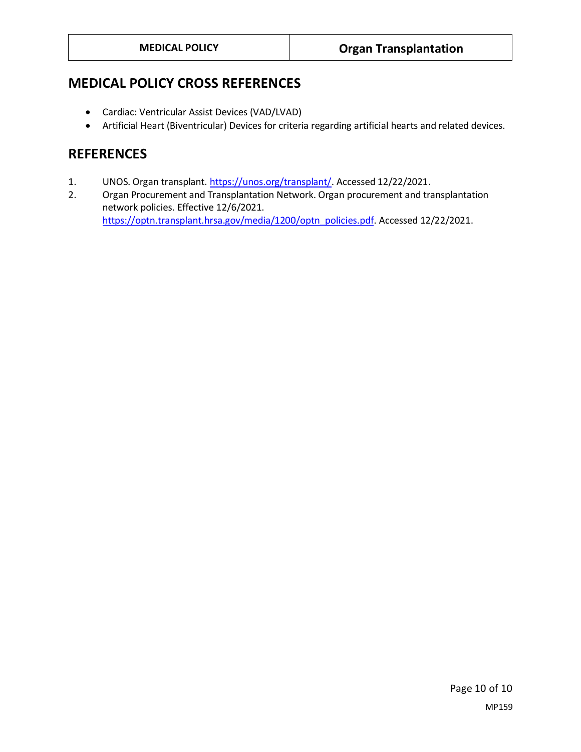## MEDICAL POLICY CROSS REFERENCES

- Cardiac: Ventricular Assist Devices (VAD/LVAD)
- Artificial Heart (Biventricular) Devices for criteria regarding artificial hearts and related devices.

## REFERENCES

1. UNOS. Organ transplant. https://unos.org/transplant/. Accessed 12/22/2021.
2. Organ Procurement and Transplantation Network. Organ procurement and transplantation network policies. Effective 12/6/2021. https://optn.transplant.hrsa.gov/media/1200/optn_policies.pdf. Accessed 12/22/2021.